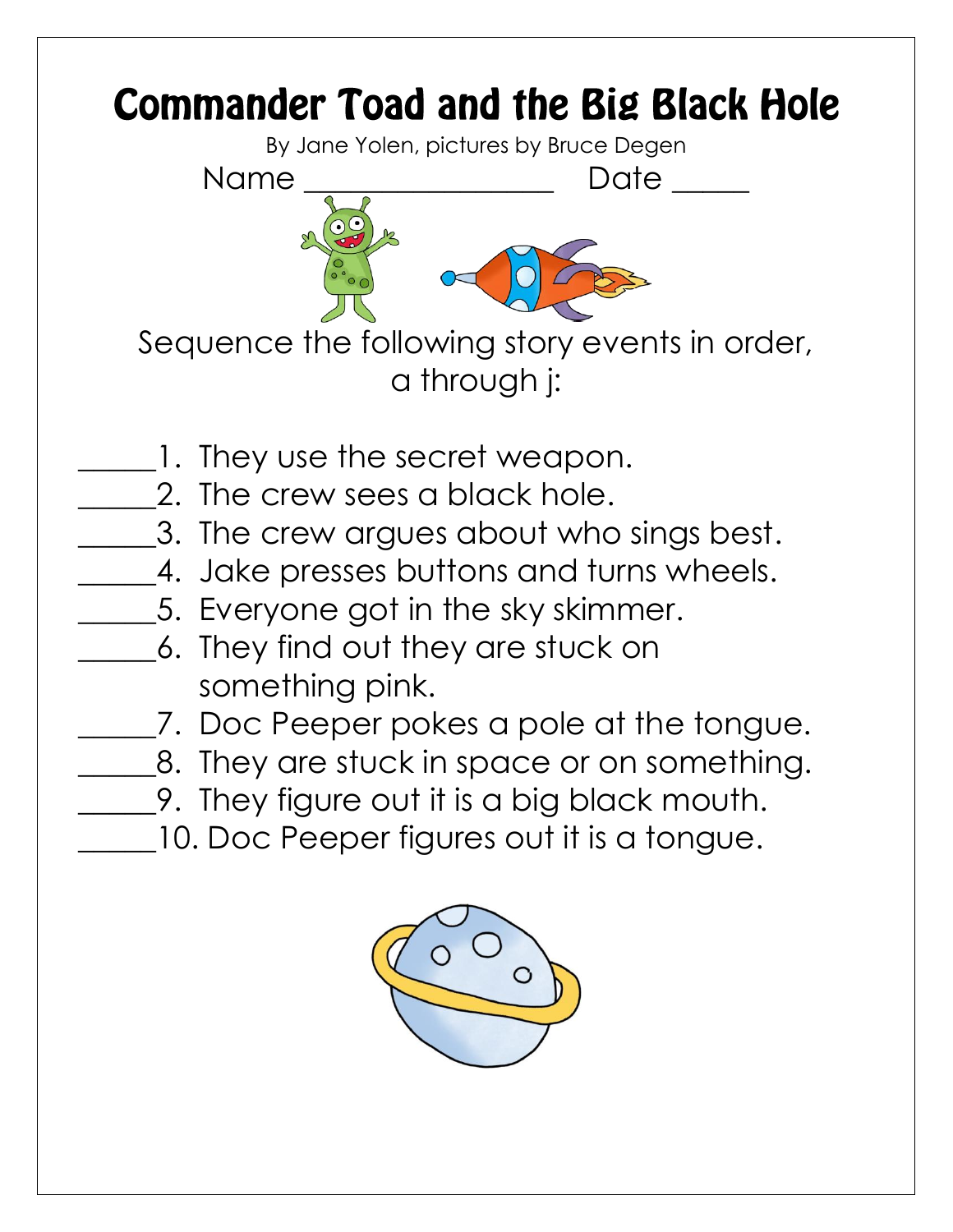# Commander Toad and the Big Black Hole

By Jane Yolen, pictures by Bruce Degen

Name ________________ Date _____

Sequence the following story events in order, a through j:

_____1. They use the secret weapon.
_____2. The crew sees a black hole.
_____3. The crew argues about who sings best.
_____4. Jake presses buttons and turns wheels.
_____5. Everyone got in the sky skimmer.
_____6. They find out they are stuck on something pink.
_____7. Doc Peeper pokes a pole at the tongue.
_____8. They are stuck in space or on something.
_____9. They figure out it is a big black mouth.
_____10. Doc Peeper figures out it is a tongue.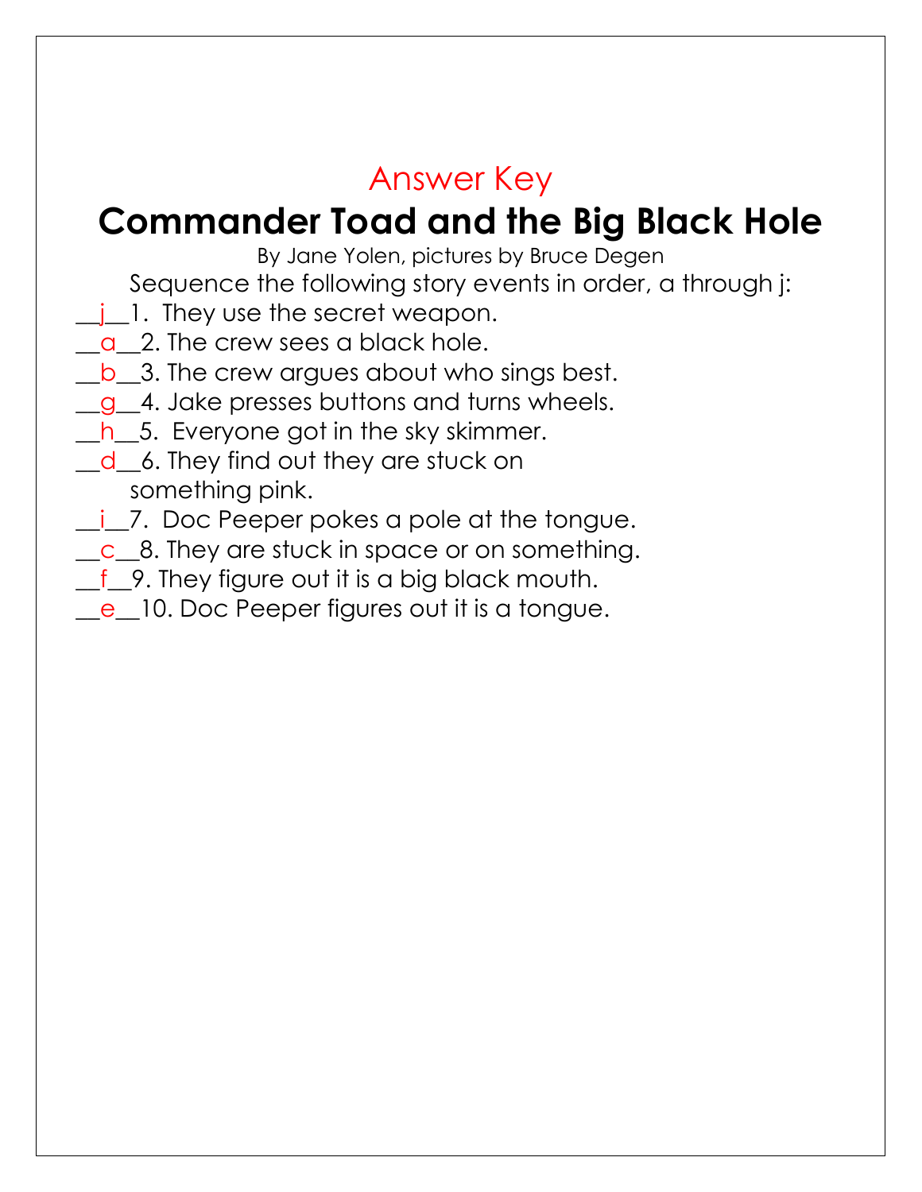Answer Key

# Commander Toad and the Big Black Hole

By Jane Yolen, pictures by Bruce Degen

Sequence the following story events in order, a through j:

__j__1. They use the secret weapon.
__a__2. The crew sees a black hole.
__b__3. The crew argues about who sings best.
__g__4. Jake presses buttons and turns wheels.
__h__5. Everyone got in the sky skimmer.
__d__6. They find out they are stuck on something pink.
__i__7. Doc Peeper pokes a pole at the tongue.
__c__8. They are stuck in space or on something.
__f__9. They figure out it is a big black mouth.
__e__10. Doc Peeper figures out it is a tongue.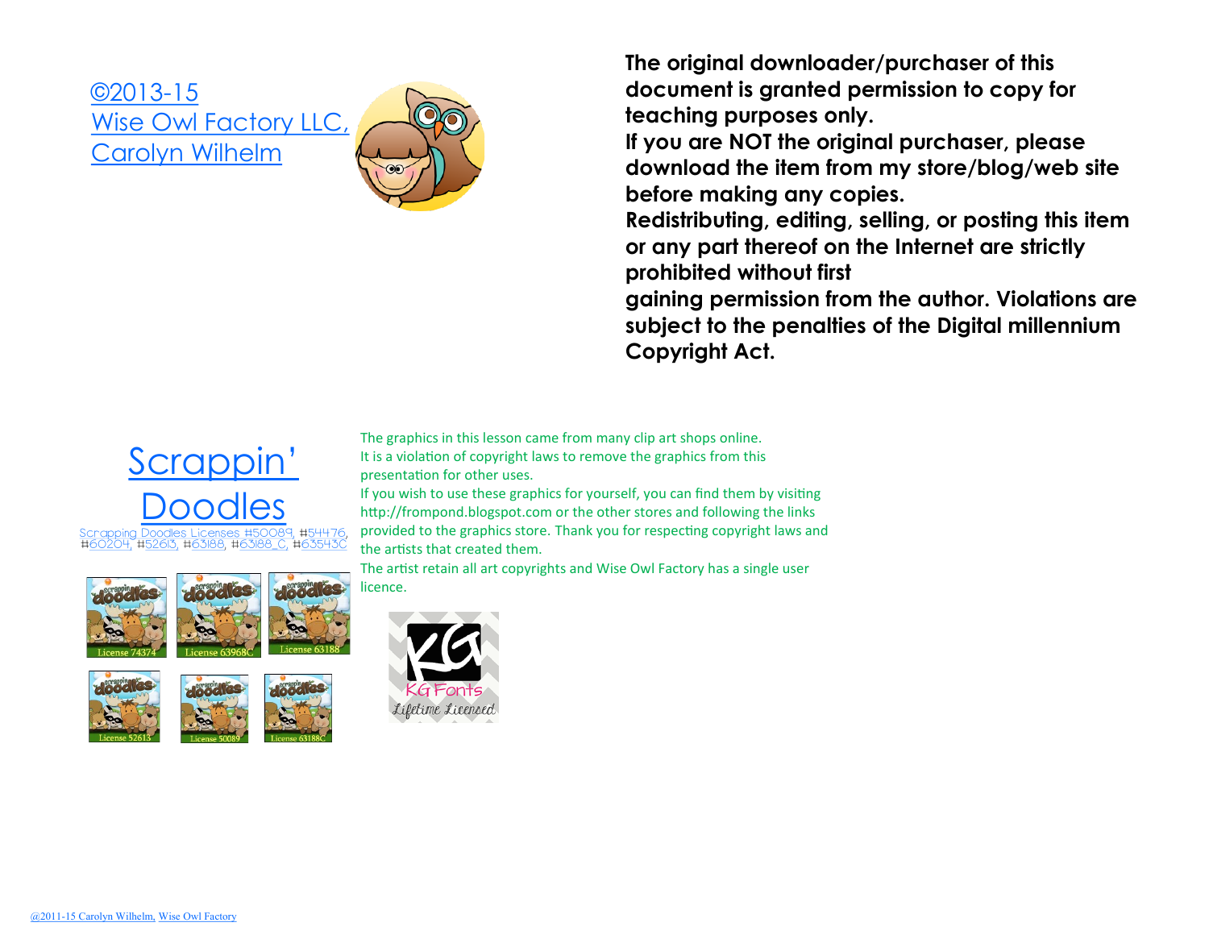©2013-15 Wise Owl Factory LLC, Carolyn Wilhelm

**The original downloader/purchaser of this document is granted permission to copy for teaching purposes only.**
**If you are NOT the original purchaser, please download the item from my store/blog/web site before making any copies.**
**Redistributing, editing, selling, or posting this item or any part thereof on the Internet are strictly prohibited without first gaining permission from the author. Violations are subject to the penalties of the Digital millennium Copyright Act.**

Scrappin' Doodles

Scrapping Doodles Licenses #50089, #54476, #60204, #52613, #63188, #63188_C, #63543C

License 74374
License 63968C
License 63188
License 52613
License 50089
License 63188C

The graphics in this lesson came from many clip art shops online.
It is a violation of copyright laws to remove the graphics from this presentation for other uses.
If you wish to use these graphics for yourself, you can find them by visiting http://frompond.blogspot.com or the other stores and following the links provided to the graphics store. Thank you for respecting copyright laws and the artists that created them.
The artist retain all art copyrights and Wise Owl Factory has a single user licence.

KG Fonts Lifetime Licensed